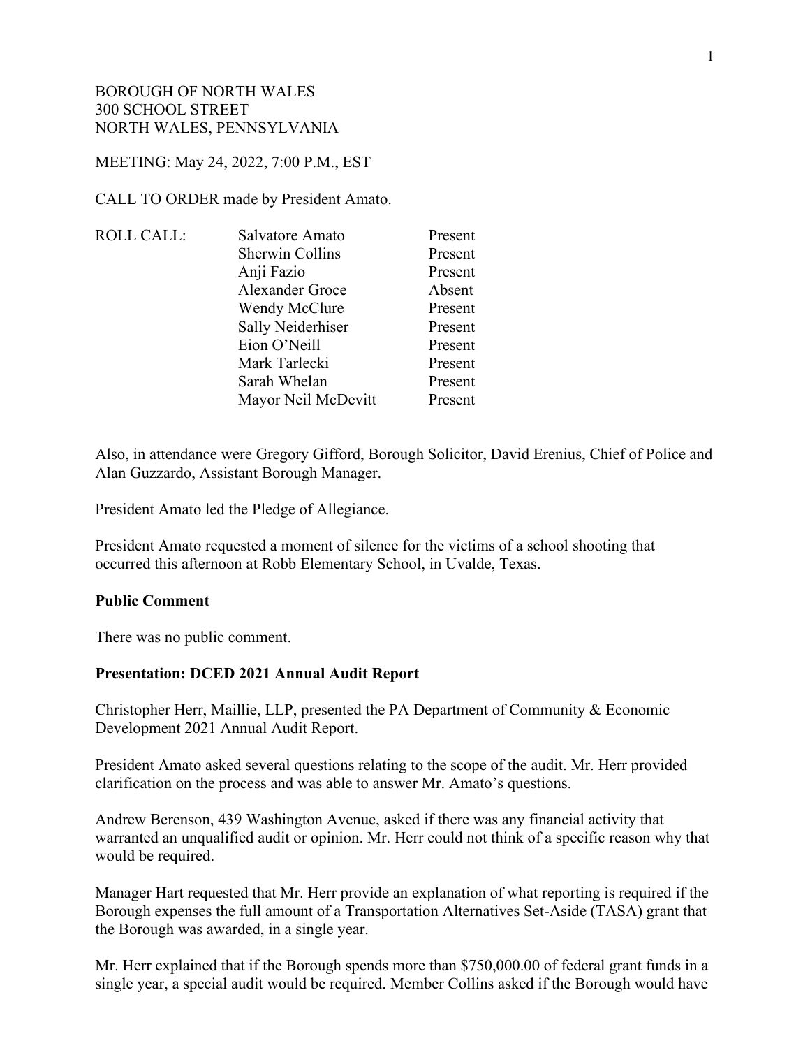BOROUGH OF NORTH WALES
300 SCHOOL STREET
NORTH WALES, PENNSYLVANIA

MEETING: May 24, 2022, 7:00 P.M., EST

CALL TO ORDER made by President Amato.

| ROLL CALL: | Salvatore Amato | Present |
|---|---|---|
| | Sherwin Collins | Present |
| | Anji Fazio | Present |
| | Alexander Groce | Absent |
| | Wendy McClure | Present |
| | Sally Neiderhiser | Present |
| | Eion O'Neill | Present |
| | Mark Tarlecki | Present |
| | Sarah Whelan | Present |
| | Mayor Neil McDevitt | Present |

Also, in attendance were Gregory Gifford, Borough Solicitor, David Erenius, Chief of Police and Alan Guzzardo, Assistant Borough Manager.

President Amato led the Pledge of Allegiance.

President Amato requested a moment of silence for the victims of a school shooting that occurred this afternoon at Robb Elementary School, in Uvalde, Texas.

**Public Comment**

There was no public comment.

**Presentation: DCED 2021 Annual Audit Report**

Christopher Herr, Maillie, LLP, presented the PA Department of Community & Economic Development 2021 Annual Audit Report.

President Amato asked several questions relating to the scope of the audit. Mr. Herr provided clarification on the process and was able to answer Mr. Amato's questions.

Andrew Berenson, 439 Washington Avenue, asked if there was any financial activity that warranted an unqualified audit or opinion. Mr. Herr could not think of a specific reason why that would be required.

Manager Hart requested that Mr. Herr provide an explanation of what reporting is required if the Borough expenses the full amount of a Transportation Alternatives Set-Aside (TASA) grant that the Borough was awarded, in a single year.

Mr. Herr explained that if the Borough spends more than $750,000.00 of federal grant funds in a single year, a special audit would be required. Member Collins asked if the Borough would have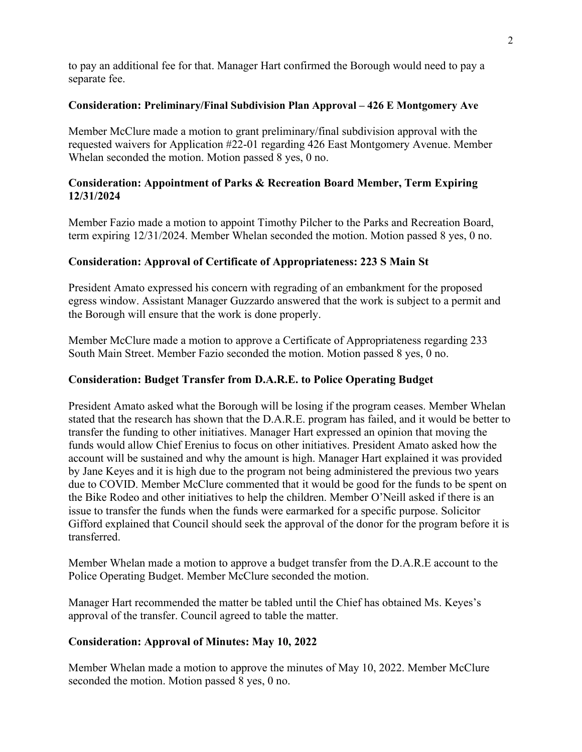to pay an additional fee for that. Manager Hart confirmed the Borough would need to pay a separate fee.

**Consideration: Preliminary/Final Subdivision Plan Approval – 426 E Montgomery Ave**

Member McClure made a motion to grant preliminary/final subdivision approval with the requested waivers for Application #22-01 regarding 426 East Montgomery Avenue. Member Whelan seconded the motion. Motion passed 8 yes, 0 no.

**Consideration: Appointment of Parks & Recreation Board Member, Term Expiring 12/31/2024**

Member Fazio made a motion to appoint Timothy Pilcher to the Parks and Recreation Board, term expiring 12/31/2024. Member Whelan seconded the motion. Motion passed 8 yes, 0 no.

**Consideration: Approval of Certificate of Appropriateness: 223 S Main St**

President Amato expressed his concern with regrading of an embankment for the proposed egress window. Assistant Manager Guzzardo answered that the work is subject to a permit and the Borough will ensure that the work is done properly.

Member McClure made a motion to approve a Certificate of Appropriateness regarding 233 South Main Street. Member Fazio seconded the motion. Motion passed 8 yes, 0 no.

**Consideration: Budget Transfer from D.A.R.E. to Police Operating Budget**

President Amato asked what the Borough will be losing if the program ceases. Member Whelan stated that the research has shown that the D.A.R.E. program has failed, and it would be better to transfer the funding to other initiatives. Manager Hart expressed an opinion that moving the funds would allow Chief Erenius to focus on other initiatives. President Amato asked how the account will be sustained and why the amount is high. Manager Hart explained it was provided by Jane Keyes and it is high due to the program not being administered the previous two years due to COVID. Member McClure commented that it would be good for the funds to be spent on the Bike Rodeo and other initiatives to help the children. Member O'Neill asked if there is an issue to transfer the funds when the funds were earmarked for a specific purpose. Solicitor Gifford explained that Council should seek the approval of the donor for the program before it is transferred.

Member Whelan made a motion to approve a budget transfer from the D.A.R.E account to the Police Operating Budget. Member McClure seconded the motion.

Manager Hart recommended the matter be tabled until the Chief has obtained Ms. Keyes's approval of the transfer. Council agreed to table the matter.

**Consideration: Approval of Minutes: May 10, 2022**

Member Whelan made a motion to approve the minutes of May 10, 2022. Member McClure seconded the motion. Motion passed 8 yes, 0 no.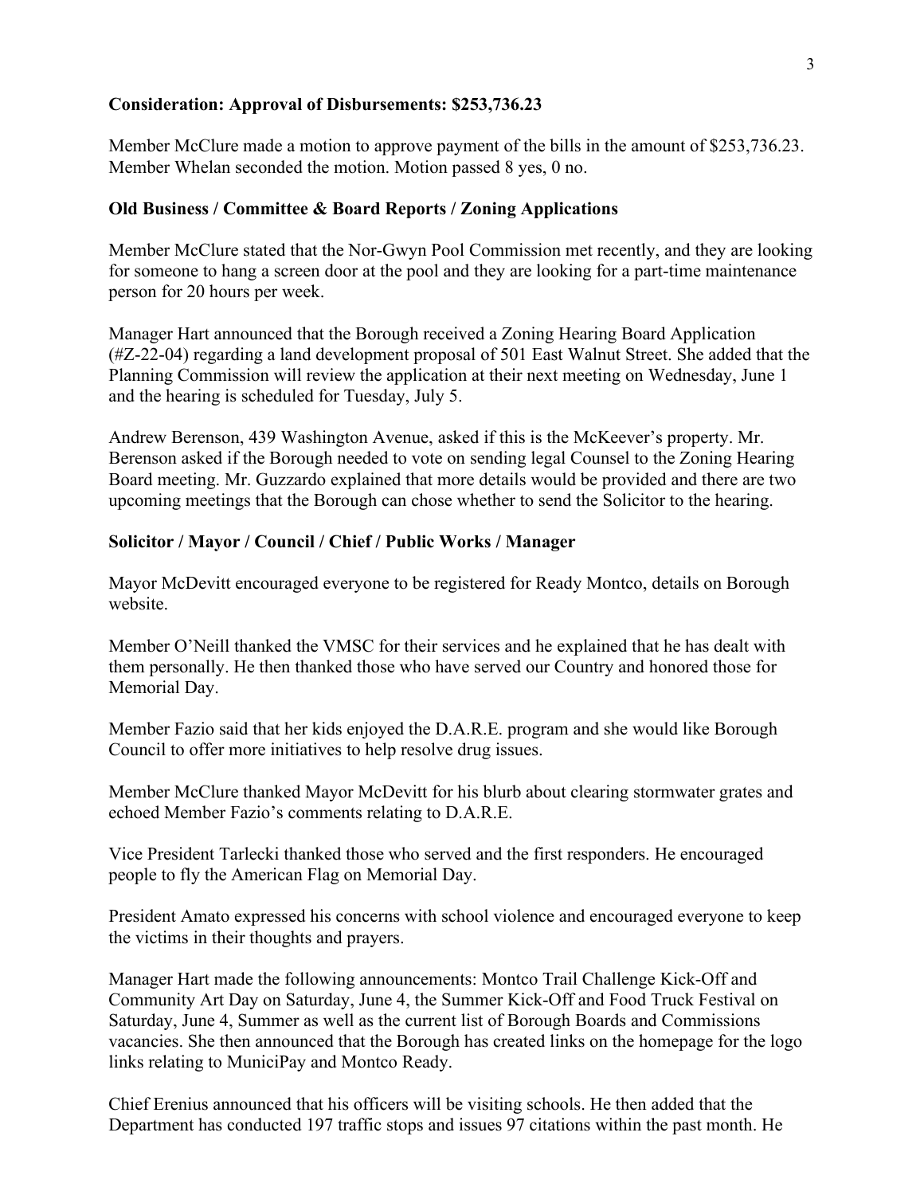**Consideration: Approval of Disbursements: $253,736.23**

Member McClure made a motion to approve payment of the bills in the amount of $253,736.23. Member Whelan seconded the motion. Motion passed 8 yes, 0 no.

**Old Business / Committee & Board Reports / Zoning Applications**

Member McClure stated that the Nor-Gwyn Pool Commission met recently, and they are looking for someone to hang a screen door at the pool and they are looking for a part-time maintenance person for 20 hours per week.

Manager Hart announced that the Borough received a Zoning Hearing Board Application (#Z-22-04) regarding a land development proposal of 501 East Walnut Street. She added that the Planning Commission will review the application at their next meeting on Wednesday, June 1 and the hearing is scheduled for Tuesday, July 5.

Andrew Berenson, 439 Washington Avenue, asked if this is the McKeever's property. Mr. Berenson asked if the Borough needed to vote on sending legal Counsel to the Zoning Hearing Board meeting. Mr. Guzzardo explained that more details would be provided and there are two upcoming meetings that the Borough can chose whether to send the Solicitor to the hearing.

**Solicitor / Mayor / Council / Chief / Public Works / Manager**

Mayor McDevitt encouraged everyone to be registered for Ready Montco, details on Borough website.

Member O'Neill thanked the VMSC for their services and he explained that he has dealt with them personally. He then thanked those who have served our Country and honored those for Memorial Day.

Member Fazio said that her kids enjoyed the D.A.R.E. program and she would like Borough Council to offer more initiatives to help resolve drug issues.

Member McClure thanked Mayor McDevitt for his blurb about clearing stormwater grates and echoed Member Fazio's comments relating to D.A.R.E.

Vice President Tarlecki thanked those who served and the first responders. He encouraged people to fly the American Flag on Memorial Day.

President Amato expressed his concerns with school violence and encouraged everyone to keep the victims in their thoughts and prayers.

Manager Hart made the following announcements: Montco Trail Challenge Kick-Off and Community Art Day on Saturday, June 4, the Summer Kick-Off and Food Truck Festival on Saturday, June 4, Summer as well as the current list of Borough Boards and Commissions vacancies. She then announced that the Borough has created links on the homepage for the logo links relating to MuniciPay and Montco Ready.

Chief Erenius announced that his officers will be visiting schools. He then added that the Department has conducted 197 traffic stops and issues 97 citations within the past month. He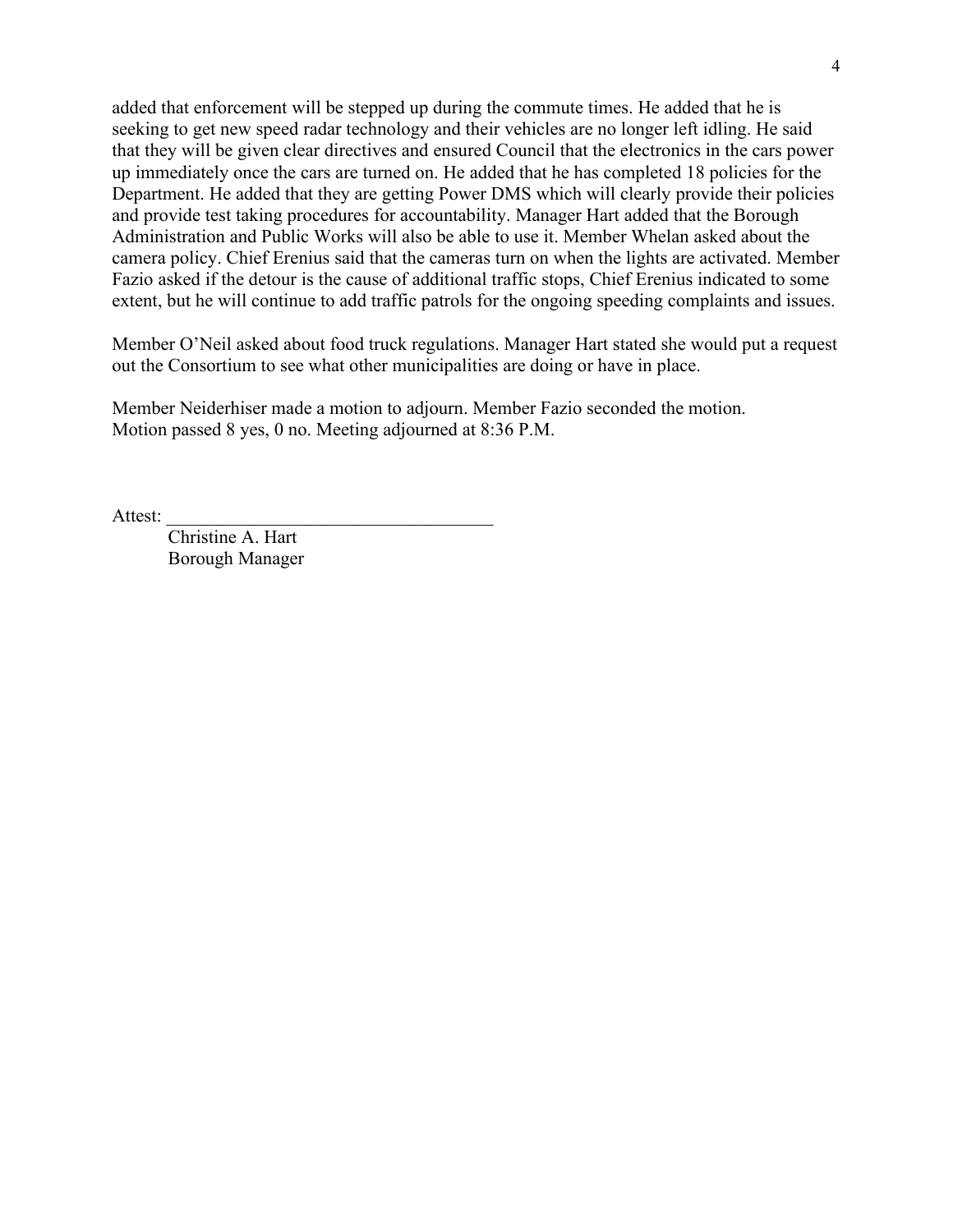added that enforcement will be stepped up during the commute times. He added that he is seeking to get new speed radar technology and their vehicles are no longer left idling. He said that they will be given clear directives and ensured Council that the electronics in the cars power up immediately once the cars are turned on. He added that he has completed 18 policies for the Department. He added that they are getting Power DMS which will clearly provide their policies and provide test taking procedures for accountability. Manager Hart added that the Borough Administration and Public Works will also be able to use it. Member Whelan asked about the camera policy. Chief Erenius said that the cameras turn on when the lights are activated. Member Fazio asked if the detour is the cause of additional traffic stops, Chief Erenius indicated to some extent, but he will continue to add traffic patrols for the ongoing speeding complaints and issues.

Member O'Neil asked about food truck regulations. Manager Hart stated she would put a request out the Consortium to see what other municipalities are doing or have in place.

Member Neiderhiser made a motion to adjourn. Member Fazio seconded the motion.
Motion passed 8 yes, 0 no. Meeting adjourned at 8:36 P.M.

Attest: ___________________________________

Christine A. Hart
Borough Manager